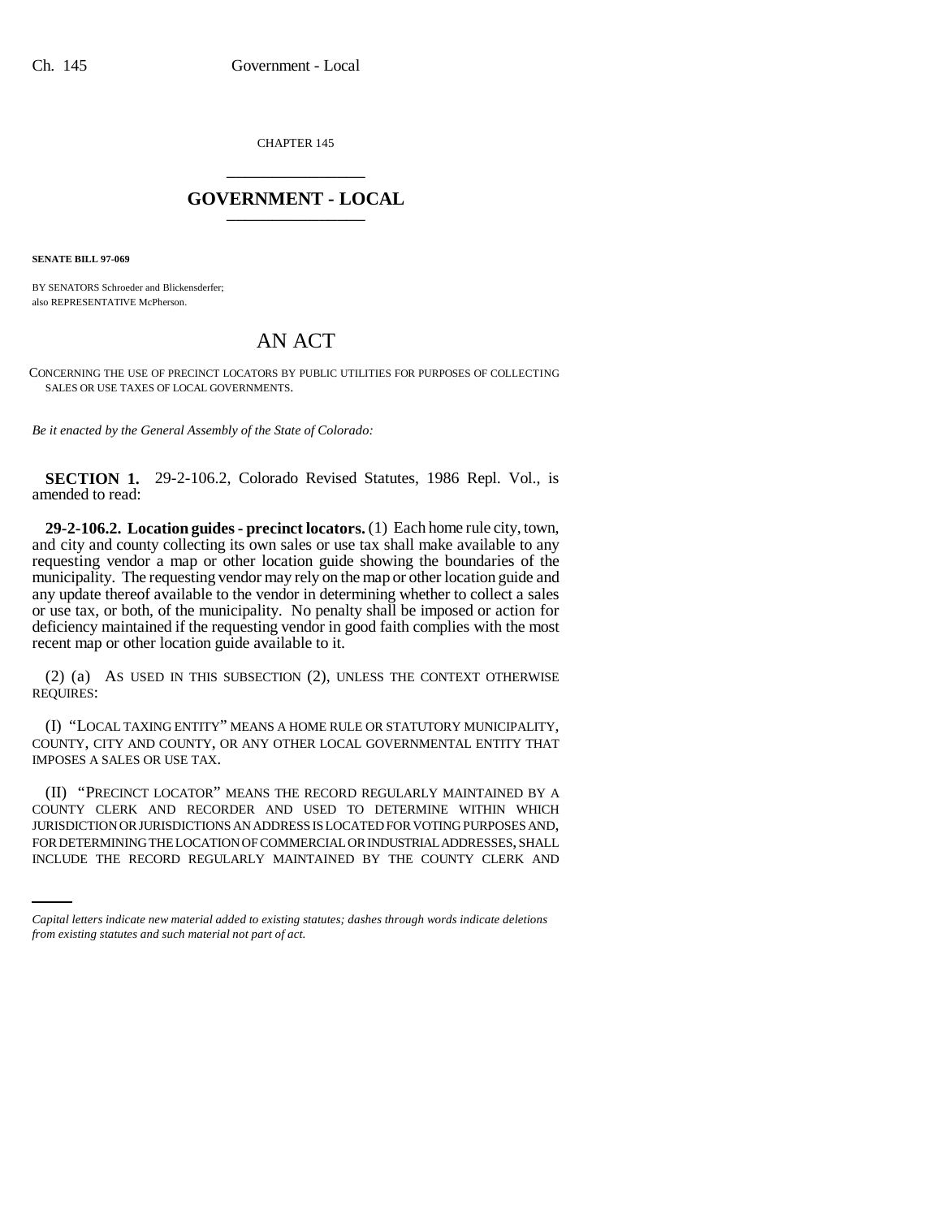CHAPTER 145

# GOVERNMENT - LOCAL

**SENATE BILL 97-069**

BY SENATORS Schroeder and Blickensderfer;
also REPRESENTATIVE McPherson.

# AN ACT

CONCERNING THE USE OF PRECINCT LOCATORS BY PUBLIC UTILITIES FOR PURPOSES OF COLLECTING SALES OR USE TAXES OF LOCAL GOVERNMENTS.

*Be it enacted by the General Assembly of the State of Colorado:*

**SECTION 1.** 29-2-106.2, Colorado Revised Statutes, 1986 Repl. Vol., is amended to read:

**29-2-106.2. Location guides - precinct locators.** (1) Each home rule city, town, and city and county collecting its own sales or use tax shall make available to any requesting vendor a map or other location guide showing the boundaries of the municipality. The requesting vendor may rely on the map or other location guide and any update thereof available to the vendor in determining whether to collect a sales or use tax, or both, of the municipality. No penalty shall be imposed or action for deficiency maintained if the requesting vendor in good faith complies with the most recent map or other location guide available to it.

(2) (a) AS USED IN THIS SUBSECTION (2), UNLESS THE CONTEXT OTHERWISE REQUIRES:

(I) "LOCAL TAXING ENTITY" MEANS A HOME RULE OR STATUTORY MUNICIPALITY, COUNTY, CITY AND COUNTY, OR ANY OTHER LOCAL GOVERNMENTAL ENTITY THAT IMPOSES A SALES OR USE TAX.

(II) "PRECINCT LOCATOR" MEANS THE RECORD REGULARLY MAINTAINED BY A COUNTY CLERK AND RECORDER AND USED TO DETERMINE WITHIN WHICH JURISDICTION OR JURISDICTIONS AN ADDRESS IS LOCATED FOR VOTING PURPOSES AND, FOR DETERMINING THE LOCATION OF COMMERCIAL OR INDUSTRIAL ADDRESSES, SHALL INCLUDE THE RECORD REGULARLY MAINTAINED BY THE COUNTY CLERK AND

*Capital letters indicate new material added to existing statutes; dashes through words indicate deletions from existing statutes and such material not part of act.*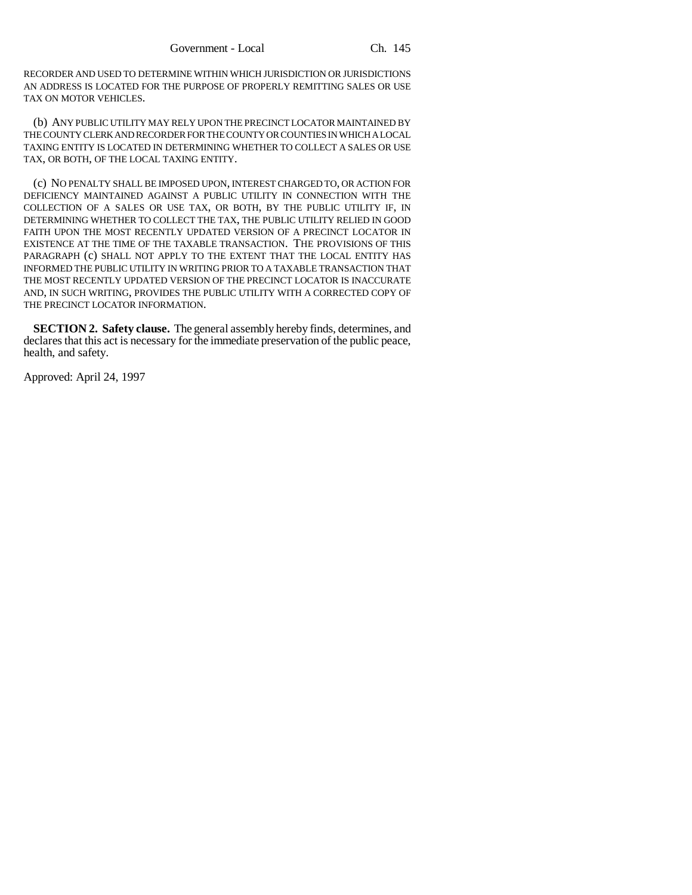RECORDER AND USED TO DETERMINE WITHIN WHICH JURISDICTION OR JURISDICTIONS AN ADDRESS IS LOCATED FOR THE PURPOSE OF PROPERLY REMITTING SALES OR USE TAX ON MOTOR VEHICLES.

(b) ANY PUBLIC UTILITY MAY RELY UPON THE PRECINCT LOCATOR MAINTAINED BY THE COUNTY CLERK AND RECORDER FOR THE COUNTY OR COUNTIES IN WHICH A LOCAL TAXING ENTITY IS LOCATED IN DETERMINING WHETHER TO COLLECT A SALES OR USE TAX, OR BOTH, OF THE LOCAL TAXING ENTITY.

(c) NO PENALTY SHALL BE IMPOSED UPON, INTEREST CHARGED TO, OR ACTION FOR DEFICIENCY MAINTAINED AGAINST A PUBLIC UTILITY IN CONNECTION WITH THE COLLECTION OF A SALES OR USE TAX, OR BOTH, BY THE PUBLIC UTILITY IF, IN DETERMINING WHETHER TO COLLECT THE TAX, THE PUBLIC UTILITY RELIED IN GOOD FAITH UPON THE MOST RECENTLY UPDATED VERSION OF A PRECINCT LOCATOR IN EXISTENCE AT THE TIME OF THE TAXABLE TRANSACTION. THE PROVISIONS OF THIS PARAGRAPH (c) SHALL NOT APPLY TO THE EXTENT THAT THE LOCAL ENTITY HAS INFORMED THE PUBLIC UTILITY IN WRITING PRIOR TO A TAXABLE TRANSACTION THAT THE MOST RECENTLY UPDATED VERSION OF THE PRECINCT LOCATOR IS INACCURATE AND, IN SUCH WRITING, PROVIDES THE PUBLIC UTILITY WITH A CORRECTED COPY OF THE PRECINCT LOCATOR INFORMATION.

**SECTION 2. Safety clause.** The general assembly hereby finds, determines, and declares that this act is necessary for the immediate preservation of the public peace, health, and safety.

Approved: April 24, 1997